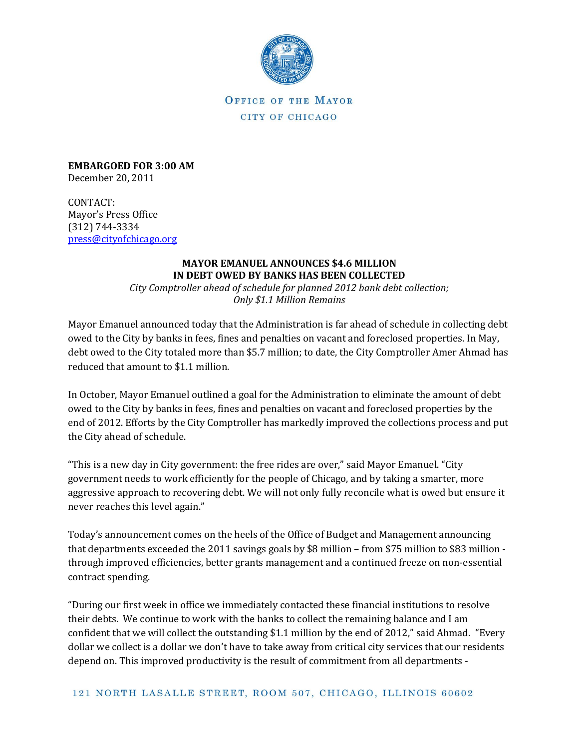OFFICE OF THE MAYOR

CITY OF CHICAGO

**EMBARGOED FOR 3:00 AM**
December 20, 2011

CONTACT:
Mayor's Press Office
(312) 744-3334
press@cityofchicago.org

**MAYOR EMANUEL ANNOUNCES $4.6 MILLION**
**IN DEBT OWED BY BANKS HAS BEEN COLLECTED**

*City Comptroller ahead of schedule for planned 2012 bank debt collection;*
*Only $1.1 Million Remains*

Mayor Emanuel announced today that the Administration is far ahead of schedule in collecting debt owed to the City by banks in fees, fines and penalties on vacant and foreclosed properties. In May, debt owed to the City totaled more than $5.7 million; to date, the City Comptroller Amer Ahmad has reduced that amount to $1.1 million.

In October, Mayor Emanuel outlined a goal for the Administration to eliminate the amount of debt owed to the City by banks in fees, fines and penalties on vacant and foreclosed properties by the end of 2012. Efforts by the City Comptroller has markedly improved the collections process and put the City ahead of schedule.

"This is a new day in City government: the free rides are over," said Mayor Emanuel. "City government needs to work efficiently for the people of Chicago, and by taking a smarter, more aggressive approach to recovering debt. We will not only fully reconcile what is owed but ensure it never reaches this level again."

Today's announcement comes on the heels of the Office of Budget and Management announcing that departments exceeded the 2011 savings goals by $8 million – from $75 million to $83 million - through improved efficiencies, better grants management and a continued freeze on non-essential contract spending.

"During our first week in office we immediately contacted these financial institutions to resolve their debts. We continue to work with the banks to collect the remaining balance and I am confident that we will collect the outstanding $1.1 million by the end of 2012," said Ahmad. "Every dollar we collect is a dollar we don't have to take away from critical city services that our residents depend on. This improved productivity is the result of commitment from all departments -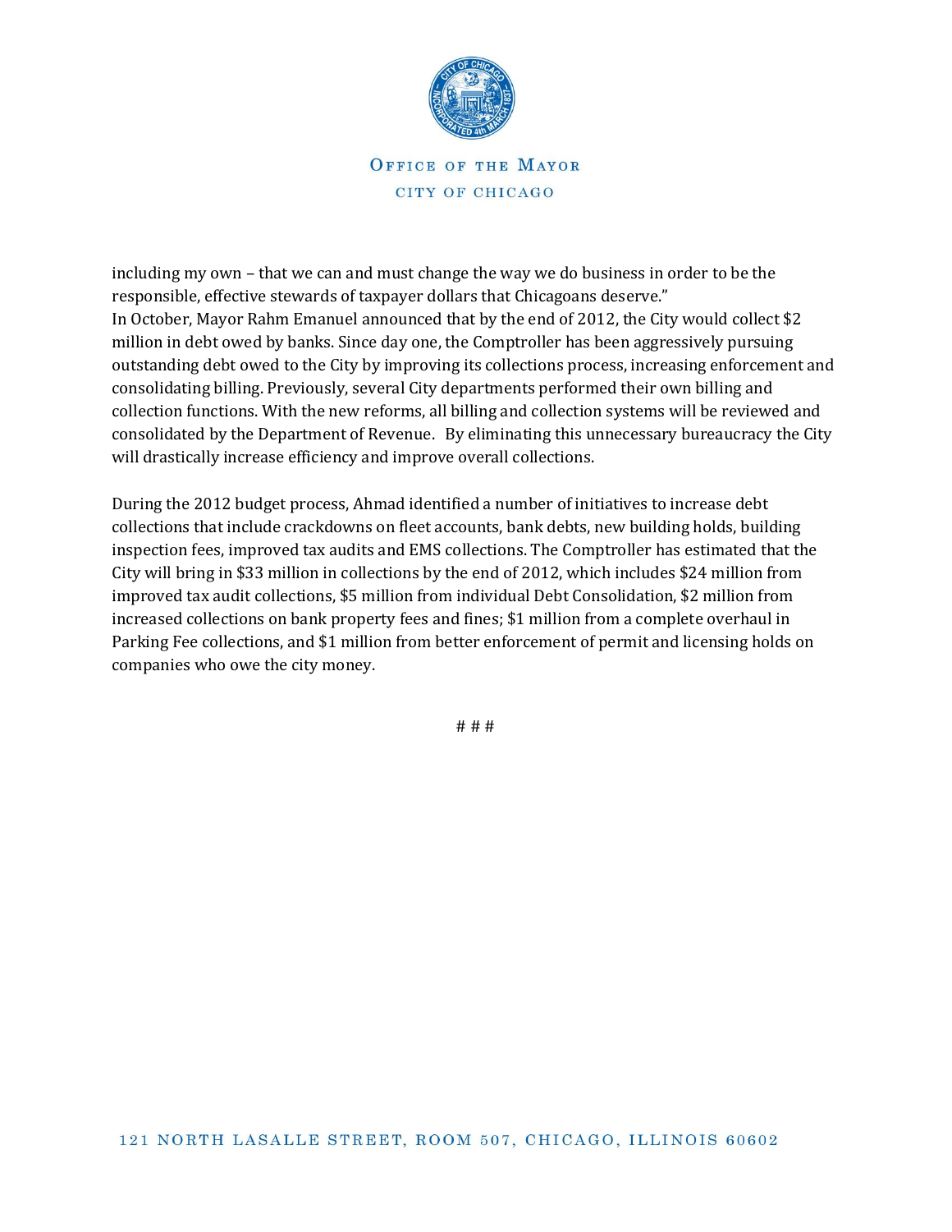including my own – that we can and must change the way we do business in order to be the responsible, effective stewards of taxpayer dollars that Chicagoans deserve."

In October, Mayor Rahm Emanuel announced that by the end of 2012, the City would collect $2 million in debt owed by banks. Since day one, the Comptroller has been aggressively pursuing outstanding debt owed to the City by improving its collections process, increasing enforcement and consolidating billing. Previously, several City departments performed their own billing and collection functions. With the new reforms, all billing and collection systems will be reviewed and consolidated by the Department of Revenue. By eliminating this unnecessary bureaucracy the City will drastically increase efficiency and improve overall collections.

During the 2012 budget process, Ahmad identified a number of initiatives to increase debt collections that include crackdowns on fleet accounts, bank debts, new building holds, building inspection fees, improved tax audits and EMS collections. The Comptroller has estimated that the City will bring in $33 million in collections by the end of 2012, which includes $24 million from improved tax audit collections, $5 million from individual Debt Consolidation, $2 million from increased collections on bank property fees and fines; $1 million from a complete overhaul in Parking Fee collections, and $1 million from better enforcement of permit and licensing holds on companies who owe the city money.

# # #